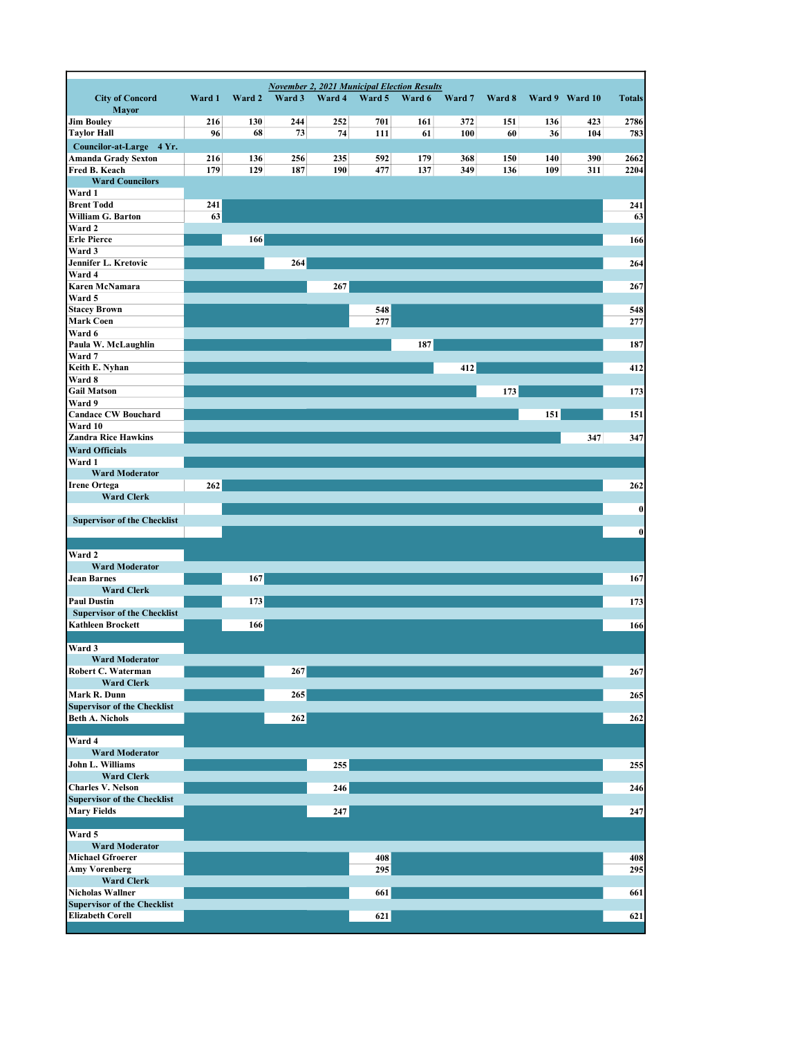*November 2, 2021 Municipal Election Results*

| City of Concord | Ward 1 | Ward 2 | Ward 3 | Ward 4 | Ward 5 | Ward 6 | Ward 7 | Ward 8 | Ward 9 | Ward 10 | Totals |
|---|---|---|---|---|---|---|---|---|---|---|---|
| **Mayor** | | | | | | | | | | | |
| Jim Bouley | 216 | 130 | 244 | 252 | 701 | 161 | 372 | 151 | 136 | 423 | 2786 |
| Taylor Hall | 96 | 68 | 73 | 74 | 111 | 61 | 100 | 60 | 36 | 104 | 783 |
| **Councilor-at-Large 4 Yr.** | | | | | | | | | | | |
| Amanda Grady Sexton | 216 | 136 | 256 | 235 | 592 | 179 | 368 | 150 | 140 | 390 | 2662 |
| Fred B. Keach | 179 | 129 | 187 | 190 | 477 | 137 | 349 | 136 | 109 | 311 | 2204 |
| **Ward Councilors** | | | | | | | | | | | |
| Ward 1 | | | | | | | | | | | |
| Brent Todd | 241 | | | | | | | | | | 241 |
| William G. Barton | 63 | | | | | | | | | | 63 |
| Ward 2 | | | | | | | | | | | |
| Erle Pierce | | 166 | | | | | | | | | 166 |
| Ward 3 | | | | | | | | | | | |
| Jennifer L. Kretovic | | | 264 | | | | | | | | 264 |
| Ward 4 | | | | | | | | | | | |
| Karen McNamara | | | | 267 | | | | | | | 267 |
| Ward 5 | | | | | | | | | | | |
| Stacey Brown | | | | | 548 | | | | | | 548 |
| Mark Coen | | | | | 277 | | | | | | 277 |
| Ward 6 | | | | | | | | | | | |
| Paula W. McLaughlin | | | | | | 187 | | | | | 187 |
| Ward 7 | | | | | | | | | | | |
| Keith E. Nyhan | | | | | | | 412 | | | | 412 |
| Ward 8 | | | | | | | | | | | |
| Gail Matson | | | | | | | | 173 | | | 173 |
| Ward 9 | | | | | | | | | | | |
| Candace CW Bouchard | | | | | | | | | 151 | | 151 |
| Ward 10 | | | | | | | | | | | |
| Zandra Rice Hawkins | | | | | | | | | | 347 | 347 |
| **Ward Officials** | | | | | | | | | | | |
| Ward 1 | | | | | | | | | | | |
| **Ward Moderator** | | | | | | | | | | | |
| Irene Ortega | 262 | | | | | | | | | | 262 |
| **Ward Clerk** | | | | | | | | | | | |
| | | | | | | | | | | | 0 |
| **Supervisor of the Checklist** | | | | | | | | | | | |
| | | | | | | | | | | | 0 |
| Ward 2 | | | | | | | | | | | |
| **Ward Moderator** | | | | | | | | | | | |
| Jean Barnes | | 167 | | | | | | | | | 167 |
| **Ward Clerk** | | | | | | | | | | | |
| Paul Dustin | | 173 | | | | | | | | | 173 |
| **Supervisor of the Checklist** | | | | | | | | | | | |
| Kathleen Brockett | | 166 | | | | | | | | | 166 |
| Ward 3 | | | | | | | | | | | |
| **Ward Moderator** | | | | | | | | | | | |
| Robert C. Waterman | | | 267 | | | | | | | | 267 |
| **Ward Clerk** | | | | | | | | | | | |
| Mark R. Dunn | | | 265 | | | | | | | | 265 |
| **Supervisor of the Checklist** | | | | | | | | | | | |
| Beth A. Nichols | | | 262 | | | | | | | | 262 |
| Ward 4 | | | | | | | | | | | |
| **Ward Moderator** | | | | | | | | | | | |
| John L. Williams | | | | 255 | | | | | | | 255 |
| **Ward Clerk** | | | | | | | | | | | |
| Charles V. Nelson | | | | 246 | | | | | | | 246 |
| **Supervisor of the Checklist** | | | | | | | | | | | |
| Mary Fields | | | | 247 | | | | | | | 247 |
| Ward 5 | | | | | | | | | | | |
| **Ward Moderator** | | | | | | | | | | | |
| Michael Gfroerer | | | | | 408 | | | | | | 408 |
| Amy Vorenberg | | | | | 295 | | | | | | 295 |
| **Ward Clerk** | | | | | | | | | | | |
| Nicholas Wallner | | | | | 661 | | | | | | 661 |
| **Supervisor of the Checklist** | | | | | | | | | | | |
| Elizabeth Corell | | | | | 621 | | | | | | 621 |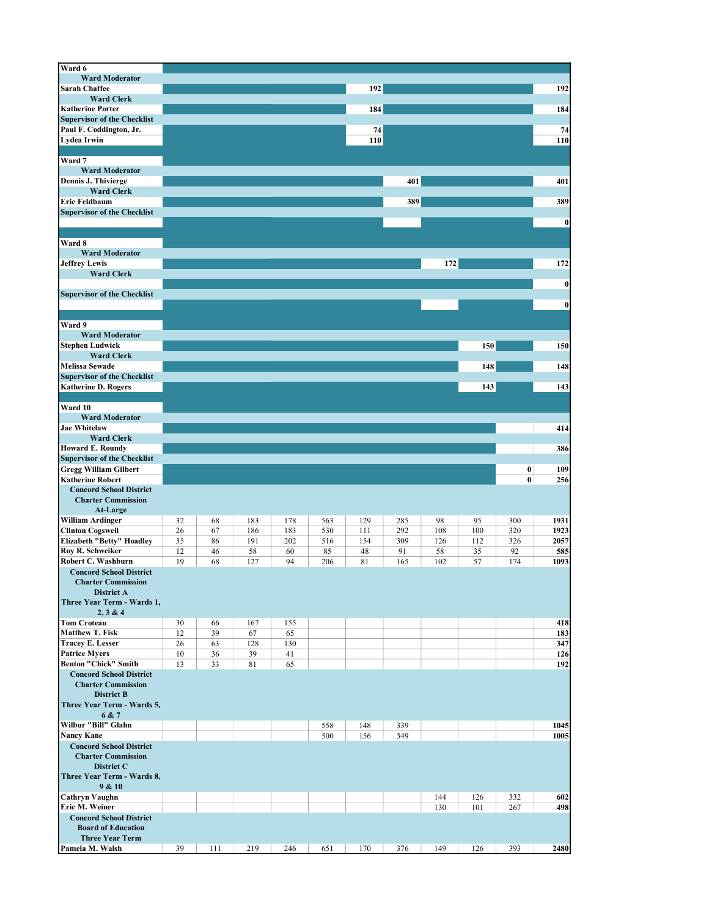| Ward 6 | | | | | | | | | | | |
|---|---|---|---|---|---|---|---|---|---|---|---|
| **Ward Moderator** | | | | | | | | | | | |
| Sarah Chaffee | | | | | | 192 | | | | | 192 |
| **Ward Clerk** | | | | | | | | | | | |
| Katherine Porter | | | | | | 184 | | | | | 184 |
| **Supervisor of the Checklist** | | | | | | | | | | | |
| Paul F. Coddington, Jr. | | | | | | 74 | | | | | 74 |
| Lydea Irwin | | | | | | 110 | | | | | 110 |
| | | | | | | | | | | | |
| **Ward 7** | | | | | | | | | | | |
| **Ward Moderator** | | | | | | | | | | | |
| Dennis J. Thivierge | | | | | | | 401 | | | | 401 |
| **Ward Clerk** | | | | | | | | | | | |
| Eric Feldbaum | | | | | | | 389 | | | | 389 |
| **Supervisor of the Checklist** | | | | | | | | | | | |
| | | | | | | | | | | | 0 |
| | | | | | | | | | | | |
| **Ward 8** | | | | | | | | | | | |
| **Ward Moderator** | | | | | | | | | | | |
| Jeffrey Lewis | | | | | | | | 172 | | | 172 |
| **Ward Clerk** | | | | | | | | | | | |
| | | | | | | | | | | | 0 |
| **Supervisor of the Checklist** | | | | | | | | | | | |
| | | | | | | | | | | | 0 |
| | | | | | | | | | | | |
| **Ward 9** | | | | | | | | | | | |
| **Ward Moderator** | | | | | | | | | | | |
| Stephen Ludwick | | | | | | | | | 150 | | 150 |
| **Ward Clerk** | | | | | | | | | | | |
| Melissa Sewade | | | | | | | | | 148 | | 148 |
| **Supervisor of the Checklist** | | | | | | | | | | | |
| Katherine D. Rogers | | | | | | | | | 143 | | 143 |
| | | | | | | | | | | | |
| **Ward 10** | | | | | | | | | | | |
| **Ward Moderator** | | | | | | | | | | | |
| Jae Whitelaw | | | | | | | | | | | 414 |
| **Ward Clerk** | | | | | | | | | | | |
| Howard E. Roundy | | | | | | | | | | | 386 |
| **Supervisor of the Checklist** | | | | | | | | | | | |
| Gregg William Gilbert | | | | | | | | | | 0 | 109 |
| Katherine Robert | | | | | | | | | | 0 | 256 |
| **Concord School District Charter Commission At-Large** | | | | | | | | | | | |
| William Ardinger | 32 | 68 | 183 | 178 | 563 | 129 | 285 | 98 | 95 | 300 | 1931 |
| Clinton Cogswell | 26 | 67 | 186 | 183 | 530 | 111 | 292 | 108 | 100 | 320 | 1923 |
| Elizabeth "Betty" Hoadley | 35 | 86 | 191 | 202 | 516 | 154 | 309 | 126 | 112 | 326 | 2057 |
| Roy R. Schweiker | 12 | 46 | 58 | 60 | 85 | 48 | 91 | 58 | 35 | 92 | 585 |
| Robert C. Washburn | 19 | 68 | 127 | 94 | 206 | 81 | 165 | 102 | 57 | 174 | 1093 |
| **Concord School District Charter Commission District A Three Year Term - Wards 1, 2, 3 & 4** | | | | | | | | | | | |
| Tom Croteau | 30 | 66 | 167 | 155 | | | | | | | 418 |
| Matthew T. Fisk | 12 | 39 | 67 | 65 | | | | | | | 183 |
| Tracey E. Lesser | 26 | 63 | 128 | 130 | | | | | | | 347 |
| Patrice Myers | 10 | 36 | 39 | 41 | | | | | | | 126 |
| Benton "Chick" Smith | 13 | 33 | 81 | 65 | | | | | | | 192 |
| **Concord School District Charter Commission District B Three Year Term - Wards 5, 6 & 7** | | | | | | | | | | | |
| Wilbur "Bill" Glahn | | | | | 558 | 148 | 339 | | | | 1045 |
| Nancy Kane | | | | | 500 | 156 | 349 | | | | 1005 |
| **Concord School District Charter Commission District C Three Year Term - Wards 8, 9 & 10** | | | | | | | | | | | |
| Cathryn Vaughn | | | | | | | | 144 | 126 | 332 | 602 |
| Eric M. Weiner | | | | | | | | 130 | 101 | 267 | 498 |
| **Concord School District Board of Education Three Year Term** | | | | | | | | | | | |
| Pamela M. Walsh | 39 | 111 | 219 | 246 | 651 | 170 | 376 | 149 | 126 | 393 | 2480 |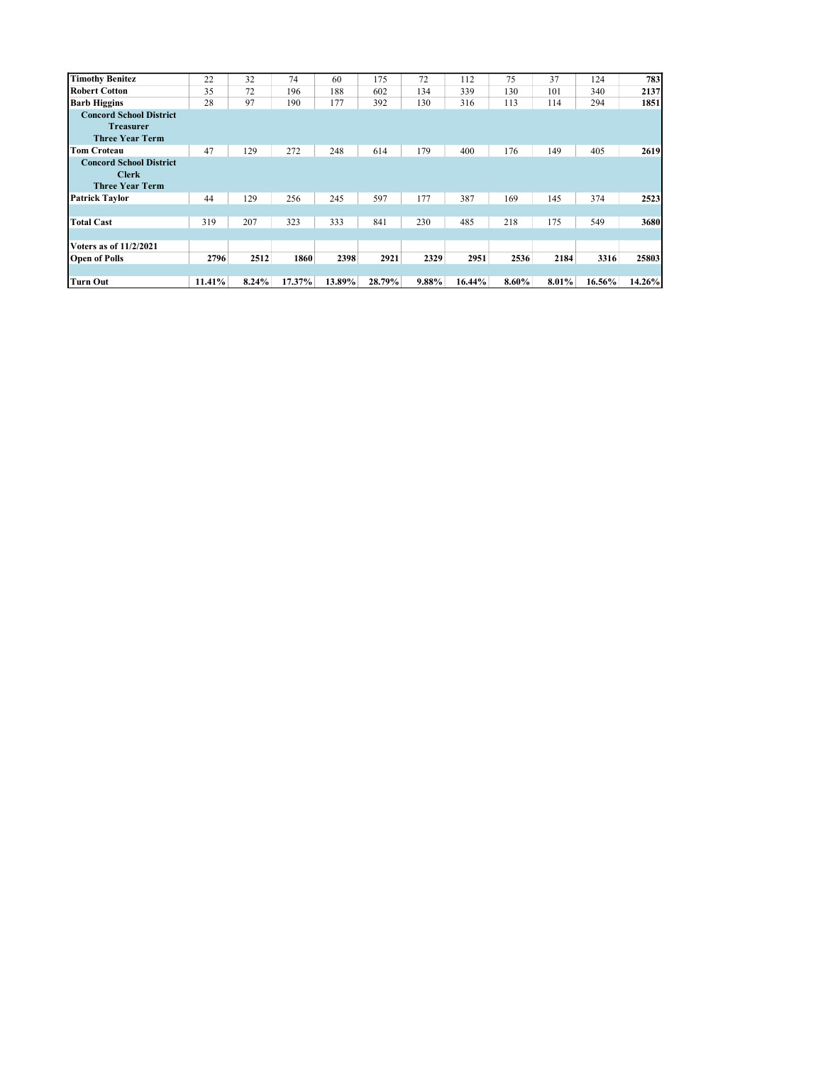| | | | | | | | | | | | |
|---|---|---|---|---|---|---|---|---|---|---|---|
| **Timothy Benitez** | 22 | 32 | 74 | 60 | 175 | 72 | 112 | 75 | 37 | 124 | **783** |
| **Robert Cotton** | 35 | 72 | 196 | 188 | 602 | 134 | 339 | 130 | 101 | 340 | **2137** |
| **Barb Higgins** | 28 | 97 | 190 | 177 | 392 | 130 | 316 | 113 | 114 | 294 | **1851** |
| **Concord School District Treasurer Three Year Term** | | | | | | | | | | | |
| **Tom Croteau** | 47 | 129 | 272 | 248 | 614 | 179 | 400 | 176 | 149 | 405 | **2619** |
| **Concord School District Clerk Three Year Term** | | | | | | | | | | | |
| **Patrick Taylor** | 44 | 129 | 256 | 245 | 597 | 177 | 387 | 169 | 145 | 374 | **2523** |
| | | | | | | | | | | | |
| **Total Cast** | 319 | 207 | 323 | 333 | 841 | 230 | 485 | 218 | 175 | 549 | **3680** |
| | | | | | | | | | | | |
| **Voters as of 11/2/2021** | | | | | | | | | | | |
| **Open of Polls** | **2796** | **2512** | **1860** | **2398** | **2921** | **2329** | **2951** | **2536** | **2184** | **3316** | **25803** |
| | | | | | | | | | | | |
| **Turn Out** | **11.41%** | **8.24%** | **17.37%** | **13.89%** | **28.79%** | **9.88%** | **16.44%** | **8.60%** | **8.01%** | **16.56%** | **14.26%** |